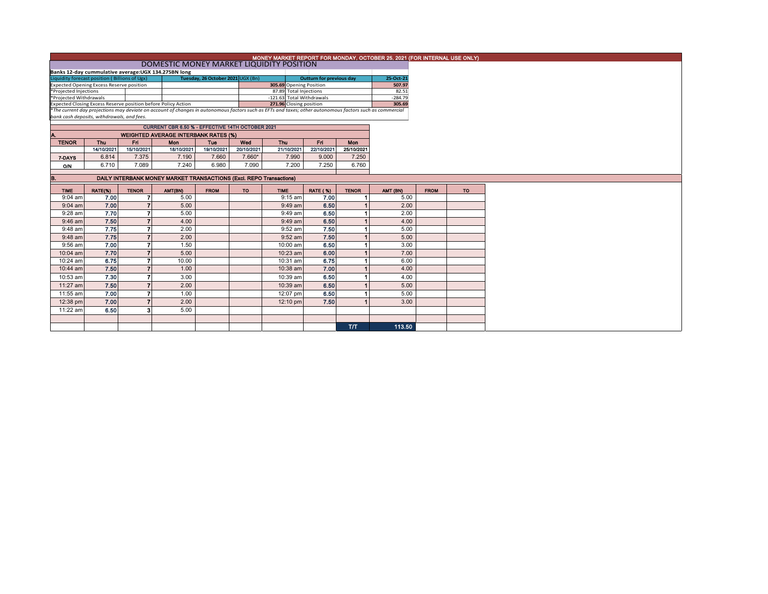# MONEY MARKET REPORT FOR MONDAY, OCTOBER 25, 2021 (FOR INTERNAL USE ONLY)

## DOMESTIC MONEY MARKET LIQUIDITY POSITION

**Banks 12-day cummulative average:UGX 134.275BN long**

| Liquidity forecast position ( Billions of Ugx) | Tuesday, 26 October 2021 UGX (Bn) | Outturn for previous day | 25-Oct-21 |
|---|---|---|---|
| Expected Opening Excess Reserve position | 305.69 | Opening Position | 507.97 |
| *Projected Injections | 87.89 | Total Injections | 82.51 |
| *Projected Withdrawals | -121.63 | Total Withdrawals | -284.79 |
| Expected Closing Excess Reserve position before Policy Action | 271.96 | Closing position | 305.69 |

*The current day projections may deviate on account of changes in autonomous factors such as EFTs and taxes; other autonomous factors such as commercial bank cash deposits, withdrawals, and fees.*

**CURRENT CBR 6.50 % - EFFECTIVE 14TH OCTOBER 2021**

**A. WEIGHTED AVERAGE INTERBANK RATES (%)**

| TENOR | Thu | Fri | Mon | Tue | Wed | Thu | Fri | Mon |
|---|---|---|---|---|---|---|---|---|
| | 14/10/2021 | 15/10/2021 | 18/10/2021 | 19/10/2021 | 20/10/2021 | 21/10/2021 | 22/10/2021 | 25/10/2021 |
| 7-DAYS | 6.814 | 7.375 | 7.190 | 7.660 | 7.660* | 7.990 | 9.000 | 7.250 |
| O/N | 6.710 | 7.089 | 7.240 | 6.980 | 7.090 | 7.200 | 7.250 | 6.760 |

**B. DAILY INTERBANK MONEY MARKET TRANSACTIONS (Excl. REPO Transactions)**

| TIME | RATE(%) | TENOR | AMT(BN) | FROM | TO | TIME | RATE ( %) | TENOR | AMT (BN) | FROM | TO |
|---|---|---|---|---|---|---|---|---|---|---|---|
| 9:04 am | 7.00 | 7 | 5.00 | | | 9:15 am | 7.00 | 1 | 5.00 | | |
| 9:04 am | 7.00 | 7 | 5.00 | | | 9:49 am | 6.50 | 1 | 2.00 | | |
| 9:28 am | 7.70 | 7 | 5.00 | | | 9:49 am | 6.50 | 1 | 2.00 | | |
| 9:46 am | 7.50 | 7 | 4.00 | | | 9:49 am | 6.50 | 1 | 4.00 | | |
| 9:48 am | 7.75 | 7 | 2.00 | | | 9:52 am | 7.50 | 1 | 5.00 | | |
| 9:48 am | 7.75 | 7 | 2.00 | | | 9:52 am | 7.50 | 1 | 5.00 | | |
| 9:56 am | 7.00 | 7 | 1.50 | | | 10:00 am | 6.50 | 1 | 3.00 | | |
| 10:04 am | 7.70 | 7 | 5.00 | | | 10:23 am | 6.00 | 1 | 7.00 | | |
| 10:24 am | 6.75 | 7 | 10.00 | | | 10:31 am | 6.75 | 1 | 6.00 | | |
| 10:44 am | 7.50 | 7 | 1.00 | | | 10:38 am | 7.00 | 1 | 4.00 | | |
| 10:53 am | 7.30 | 7 | 3.00 | | | 10:39 am | 6.50 | 1 | 4.00 | | |
| 11:27 am | 7.50 | 7 | 2.00 | | | 10:39 am | 6.50 | 1 | 5.00 | | |
| 11:55 am | 7.00 | 7 | 1.00 | | | 12:07 pm | 6.50 | 1 | 5.00 | | |
| 12:38 pm | 7.00 | 7 | 2.00 | | | 12:10 pm | 7.50 | 1 | 3.00 | | |
| 11:22 am | 6.50 | 3 | 5.00 | | | | | | | | |
| | | | | | | | | T/T | 113.50 | | |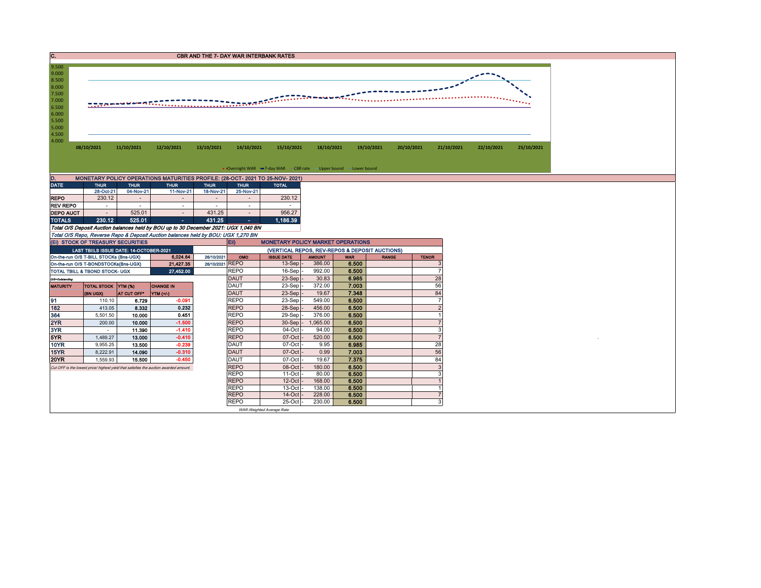## C. CBR AND THE 7- DAY WAR INTERBANK RATES

9.500
9.000
8.500
8.000
7.500
7.000
6.500
6.000
5.500
5.000
4.500
4.000

08/10/2021 11/10/2021 12/10/2021 13/10/2021 14/10/2021 15/10/2021 18/10/2021 19/10/2021 20/10/2021 21/10/2021 22/10/2021 25/10/2021

Overnight WAR  7-day WAR  CBR rate  Upper bound  Lower bound

## D. MONETARY POLICY OPERATIONS MATURITIES PROFILE: (28-OCT- 2021 TO 25-NOV- 2021)

| DATE | THUR | THUR | THUR | THUR | THUR | TOTAL |
|---|---|---|---|---|---|---|
| | 28-Oct-21 | 04-Nov-21 | 11-Nov-21 | 18-Nov-21 | 25-Nov-21 | |
| REPO | 230.12 | - | - | - | - | 230.12 |
| REV REPO | - | - | - | - | - | - |
| DEPO AUCT | - | 525.01 | - | 431.25 | - | 956.27 |
| TOTALS | 230.12 | 525.01 | - | 431.25 | - | 1,186.39 |

*Total O/S Deposit Auction balances held by BOU up to 30 December 2021: UGX 1,040 BN*

*Total O/S Repo, Reverse Repo & Deposit Auction balances held by BOU: UGX 1,270 BN*

## (Ei) STOCK OF TREASURY SECURITIES

| LAST TBIILS ISSUE DATE: 14-OCTOBER-2021 | | |
|---|---|---|
| On-the-run O/S T-BILL STOCKs (Bns-UGX) | 6,024.64 | 26/10/2021 |
| On-the-run O/S T-BONDSTOCKs(Bns-UGX) | 21,427.35 | 26/10/2021 |
| TOTAL TBILL & TBOND STOCK- UGX | 27,452.00 | |

O/S=Outstanding

| MATURITY | TOTAL STOCK (BN UGX) | YTM (%) AT CUT OFF* | CHANGE IN YTM (+/-) |
|---|---|---|---|
| 91 | 110.10 | 6.729 | -0.091 |
| 182 | 413.05 | 8.332 | 0.232 |
| 364 | 5,501.50 | 10.000 | 0.451 |
| 2YR | 200.00 | 10.000 | -1.500 |
| 3YR | - | 11.390 | -1.410 |
| 5YR | 1,489.27 | 13.000 | -0.410 |
| 10YR | 9,955.25 | 13.500 | -0.239 |
| 15YR | 8,222.91 | 14.090 | -0.310 |
| 20YR | 1,559.93 | 15.500 | -0.450 |

*Cut OFF is the lowest price/ highest yield that satisfies the auction awarded amount.*

## Eii) MONETARY POLICY MARKET OPERATIONS

(VERTICAL REPOS, REV-REPOS & DEPOSIT AUCTIONS)

| OMO | ISSUE DATE | AMOUNT | WAR | RANGE | TENOR |
|---|---|---|---|---|---|
| REPO | 13-Sep | 386.00 | 6.500 | | 3 |
| REPO | 16-Sep | 992.00 | 6.500 | | 7 |
| DAUT | 23-Sep | 30.83 | 6.985 | | 28 |
| DAUT | 23-Sep | 372.00 | 7.003 | | 56 |
| DAUT | 23-Sep | 19.67 | 7.348 | | 84 |
| REPO | 23-Sep | 549.00 | 6.500 | | 7 |
| REPO | 28-Sep | 456.00 | 6.500 | | 2 |
| REPO | 29-Sep | 376.00 | 6.500 | | 1 |
| REPO | 30-Sep | 1,065.00 | 6.500 | | 7 |
| REPO | 04-Oct | 94.00 | 6.500 | | 3 |
| REPO | 07-Oct | 520.00 | 6.500 | | 7 |
| DAUT | 07-Oct | 9.95 | 6.985 | | 28 |
| DAUT | 07-Oct | 0.99 | 7.003 | | 56 |
| DAUT | 07-Oct | 19.67 | 7.375 | | 84 |
| REPO | 08-Oct | 180.00 | 6.500 | | 3 |
| REPO | 11-Oct | 80.00 | 6.500 | | 3 |
| REPO | 12-Oct | 168.00 | 6.500 | | 1 |
| REPO | 13-Oct | 138.00 | 6.500 | | 1 |
| REPO | 14-Oct | 228.00 | 6.500 | | 7 |
| REPO | 25-Oct | 230.00 | 6.500 | | 3 |

*WAR-Weighted Average Rate*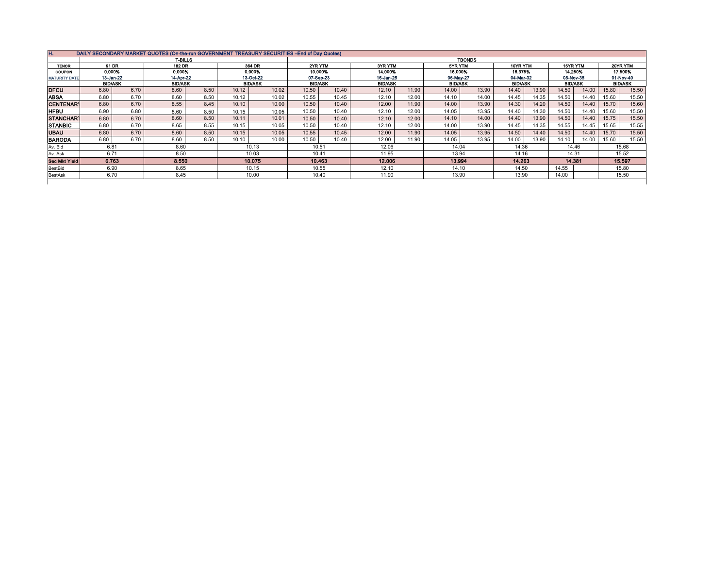## H. DAILY SECONDARY MARKET QUOTES (On-the-run GOVERNMENT TREASURY SECURITIES –End of Day Quotes)

| | T-BILLS | | | | | | TBONDS | | | | | | | | | | | |
|---|---|---|---|---|---|---|---|---|---|---|---|---|---|---|---|---|---|---|
| **TENOR** | **91 DR** | | **182 DR** | | **364 DR** | | **2YR YTM** | | **3YR YTM** | | **5YR YTM** | | **10YR YTM** | | **15YR YTM** | | **20YR YTM** | |
| **COUPON** | **0.000%** | | **0.000%** | | **0.000%** | | **10.000%** | | **14.000%** | | **16.000%** | | **16.375%** | | **14.250%** | | **17.500%** | |
| MATURITY DATE | 13-Jan-22 | | 14-Apr-22 | | 13-Oct-22 | | 07-Sep-23 | | 16-Jan-25 | | 06-May-27 | | 04-Mar-32 | | 08-Nov-35 | | 01-Nov-40 | |
| | **BID/ASK** | | **BID/ASK** | | **BID/ASK** | | **BID/ASK** | | **BID/ASK** | | **BID/ASK** | | **BID/ASK** | | **BID/ASK** | | **BID/ASK** | |
| **DFCU** | 6.80 | 6.70 | 8.60 | 8.50 | 10.12 | 10.02 | 10.50 | 10.40 | 12.10 | 11.90 | 14.00 | 13.90 | 14.40 | 13.90 | 14.50 | 14.00 | 15.80 | 15.50 |
| **ABSA** | 6.80 | 6.70 | 8.60 | 8.50 | 10.12 | 10.02 | 10.55 | 10.45 | 12.10 | 12.00 | 14.10 | 14.00 | 14.45 | 14.35 | 14.50 | 14.40 | 15.60 | 15.50 |
| **CENTENARY** | 6.80 | 6.70 | 8.55 | 8.45 | 10.10 | 10.00 | 10.50 | 10.40 | 12.00 | 11.90 | 14.00 | 13.90 | 14.30 | 14.20 | 14.50 | 14.40 | 15.70 | 15.60 |
| **HFBU** | 6.90 | 6.80 | 8.60 | 8.50 | 10.15 | 10.05 | 10.50 | 10.40 | 12.10 | 12.00 | 14.05 | 13.95 | 14.40 | 14.30 | 14.50 | 14.40 | 15.60 | 15.50 |
| **STANCHART** | 6.80 | 6.70 | 8.60 | 8.50 | 10.11 | 10.01 | 10.50 | 10.40 | 12.10 | 12.00 | 14.10 | 14.00 | 14.40 | 13.90 | 14.50 | 14.40 | 15.75 | 15.50 |
| **STANBIC** | 6.80 | 6.70 | 8.65 | 8.55 | 10.15 | 10.05 | 10.50 | 10.40 | 12.10 | 12.00 | 14.00 | 13.90 | 14.45 | 14.35 | 14.55 | 14.45 | 15.65 | 15.55 |
| **UBAU** | 6.80 | 6.70 | 8.60 | 8.50 | 10.15 | 10.05 | 10.55 | 10.45 | 12.00 | 11.90 | 14.05 | 13.95 | 14.50 | 14.40 | 14.50 | 14.40 | 15.70 | 15.50 |
| **BARODA** | 6.80 | 6.70 | 8.60 | 8.50 | 10.10 | 10.00 | 10.50 | 10.40 | 12.00 | 11.90 | 14.05 | 13.95 | 14.00 | 13.90 | 14.10 | 14.00 | 15.60 | 15.50 |
| Av. Bid | 6.81 | | 8.60 | | 10.13 | | 10.51 | | 12.06 | | 14.04 | | 14.36 | | 14.46 | | 15.68 | |
| Av. Ask | 6.71 | | 8.50 | | 10.03 | | 10.41 | | 11.95 | | 13.94 | | 14.16 | | 14.31 | | 15.52 | |
| **Sec Mkt Yield** | **6.763** | | **8.550** | | **10.075** | | **10.463** | | **12.006** | | **13.994** | | **14.263** | | **14.381** | | **15.597** | |
| BestBid | 6.90 | | 8.65 | | 10.15 | | 10.55 | | 12.10 | | 14.10 | | 14.50 | | 14.55 | | 15.80 | |
| BestAsk | 6.70 | | 8.45 | | 10.00 | | 10.40 | | 11.90 | | 13.90 | | 13.90 | | 14.00 | | 15.50 | |